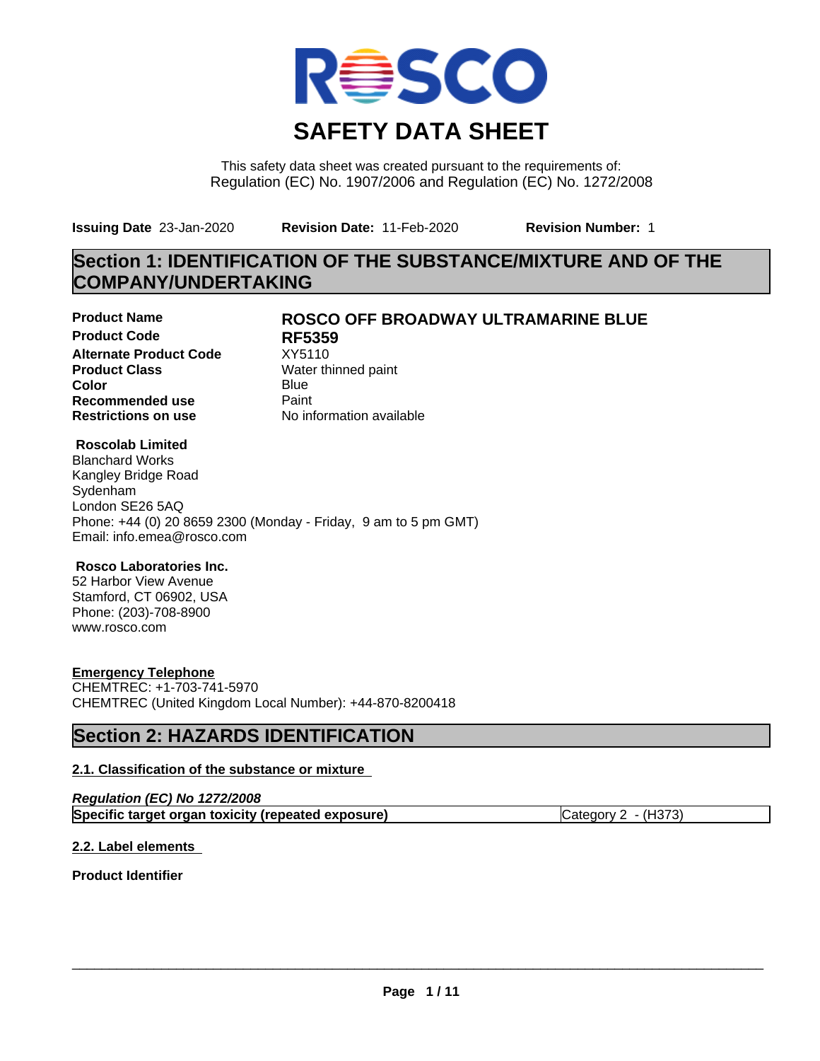# SAFETY DATA SHEET

This safety data sheet was created pursuant to the requirements of:
Regulation (EC) No. 1907/2006 and Regulation (EC) No. 1272/2008

**Issuing Date** 23-Jan-2020 **Revision Date:** 11-Feb-2020 **Revision Number:** 1

## Section 1: IDENTIFICATION OF THE SUBSTANCE/MIXTURE AND OF THE COMPANY/UNDERTAKING

| | |
|---|---|
| **Product Name** | **ROSCO OFF BROADWAY ULTRAMARINE BLUE** |
| **Product Code** | **RF5359** |
| **Alternate Product Code** | XY5110 |
| **Product Class** | Water thinned paint |
| **Color** | Blue |
| **Recommended use** | Paint |
| **Restrictions on use** | No information available |

**Roscolab Limited**
Blanchard Works
Kangley Bridge Road
Sydenham
London SE26 5AQ
Phone: +44 (0) 20 8659 2300 (Monday - Friday, 9 am to 5 pm GMT)
Email: info.emea@rosco.com

**Rosco Laboratories Inc.**
52 Harbor View Avenue
Stamford, CT 06902, USA
Phone: (203)-708-8900
www.rosco.com

**Emergency Telephone**
CHEMTREC: +1-703-741-5970
CHEMTREC (United Kingdom Local Number): +44-870-8200418

## Section 2: HAZARDS IDENTIFICATION

### 2.1. Classification of the substance or mixture

***Regulation (EC) No 1272/2008***

| | |
|---|---|
| **Specific target organ toxicity (repeated exposure)** | Category 2 - (H373) |

### 2.2. Label elements

**Product Identifier**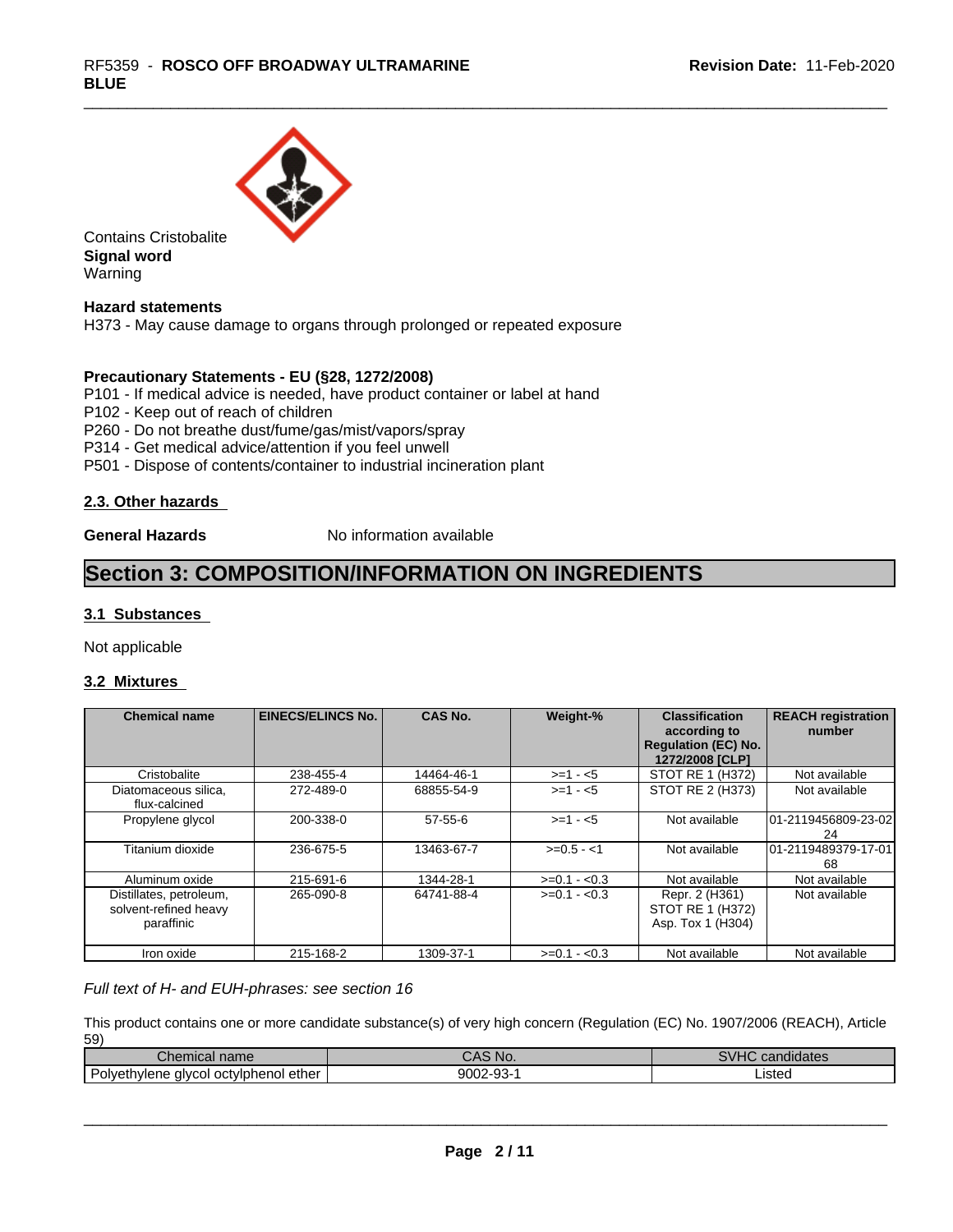Contains Cristobalite

**Signal word**

Warning

**Hazard statements**

H373 - May cause damage to organs through prolonged or repeated exposure

**Precautionary Statements - EU (§28, 1272/2008)**

P101 - If medical advice is needed, have product container or label at hand

P102 - Keep out of reach of children

P260 - Do not breathe dust/fume/gas/mist/vapors/spray

P314 - Get medical advice/attention if you feel unwell

P501 - Dispose of contents/container to industrial incineration plant

### 2.3. Other hazards

**General Hazards** No information available

# Section 3: COMPOSITION/INFORMATION ON INGREDIENTS

### 3.1 Substances

Not applicable

### 3.2 Mixtures

| Chemical name | EINECS/ELINCS No. | CAS No. | Weight-% | Classification according to Regulation (EC) No. 1272/2008 [CLP] | REACH registration number |
|---|---|---|---|---|---|
| Cristobalite | 238-455-4 | 14464-46-1 | >=1 - <5 | STOT RE 1 (H372) | Not available |
| Diatomaceous silica, flux-calcined | 272-489-0 | 68855-54-9 | >=1 - <5 | STOT RE 2 (H373) | Not available |
| Propylene glycol | 200-338-0 | 57-55-6 | >=1 - <5 | Not available | 01-2119456809-23-0224 |
| Titanium dioxide | 236-675-5 | 13463-67-7 | >=0.5 - <1 | Not available | 01-2119489379-17-0168 |
| Aluminum oxide | 215-691-6 | 1344-28-1 | >=0.1 - <0.3 | Not available | Not available |
| Distillates, petroleum, solvent-refined heavy paraffinic | 265-090-8 | 64741-88-4 | >=0.1 - <0.3 | Repr. 2 (H361)<br>STOT RE 1 (H372)<br>Asp. Tox 1 (H304) | Not available |
| Iron oxide | 215-168-2 | 1309-37-1 | >=0.1 - <0.3 | Not available | Not available |

*Full text of H- and EUH-phrases: see section 16*

This product contains one or more candidate substance(s) of very high concern (Regulation (EC) No. 1907/2006 (REACH), Article 59)

| Chemical name | CAS No. | SVHC candidates |
|---|---|---|
| Polyethylene glycol octylphenol ether | 9002-93-1 | Listed |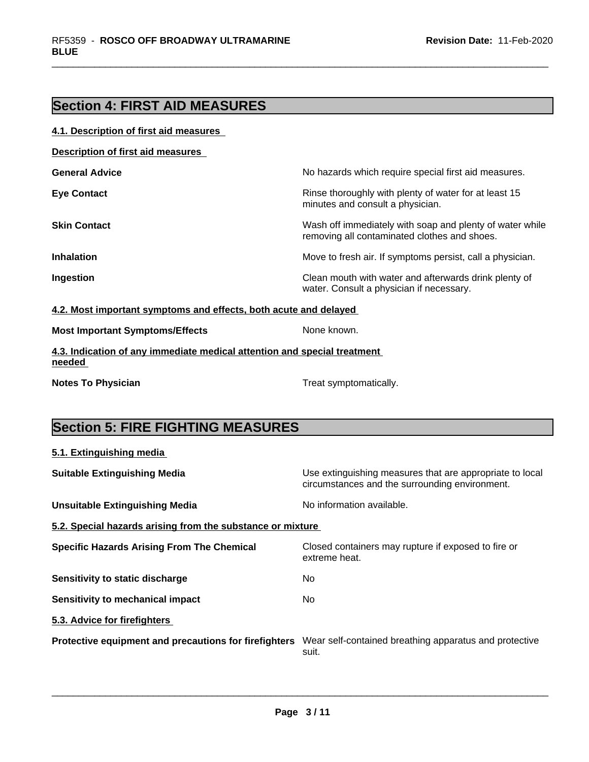## Section 4: FIRST AID MEASURES

### 4.1. Description of first aid measures

**Description of first aid measures**

| | |
|---|---|
| **General Advice** | No hazards which require special first aid measures. |
| **Eye Contact** | Rinse thoroughly with plenty of water for at least 15 minutes and consult a physician. |
| **Skin Contact** | Wash off immediately with soap and plenty of water while removing all contaminated clothes and shoes. |
| **Inhalation** | Move to fresh air. If symptoms persist, call a physician. |
| **Ingestion** | Clean mouth with water and afterwards drink plenty of water. Consult a physician if necessary. |

### 4.2. Most important symptoms and effects, both acute and delayed

| | |
|---|---|
| **Most Important Symptoms/Effects** | None known. |

### 4.3. Indication of any immediate medical attention and special treatment needed

| | |
|---|---|
| **Notes To Physician** | Treat symptomatically. |

## Section 5: FIRE FIGHTING MEASURES

### 5.1. Extinguishing media

| | |
|---|---|
| **Suitable Extinguishing Media** | Use extinguishing measures that are appropriate to local circumstances and the surrounding environment. |
| **Unsuitable Extinguishing Media** | No information available. |

### 5.2. Special hazards arising from the substance or mixture

| | |
|---|---|
| **Specific Hazards Arising From The Chemical** | Closed containers may rupture if exposed to fire or extreme heat. |
| **Sensitivity to static discharge** | No |
| **Sensitivity to mechanical impact** | No |

### 5.3. Advice for firefighters

| | |
|---|---|
| **Protective equipment and precautions for firefighters** | Wear self-contained breathing apparatus and protective suit. |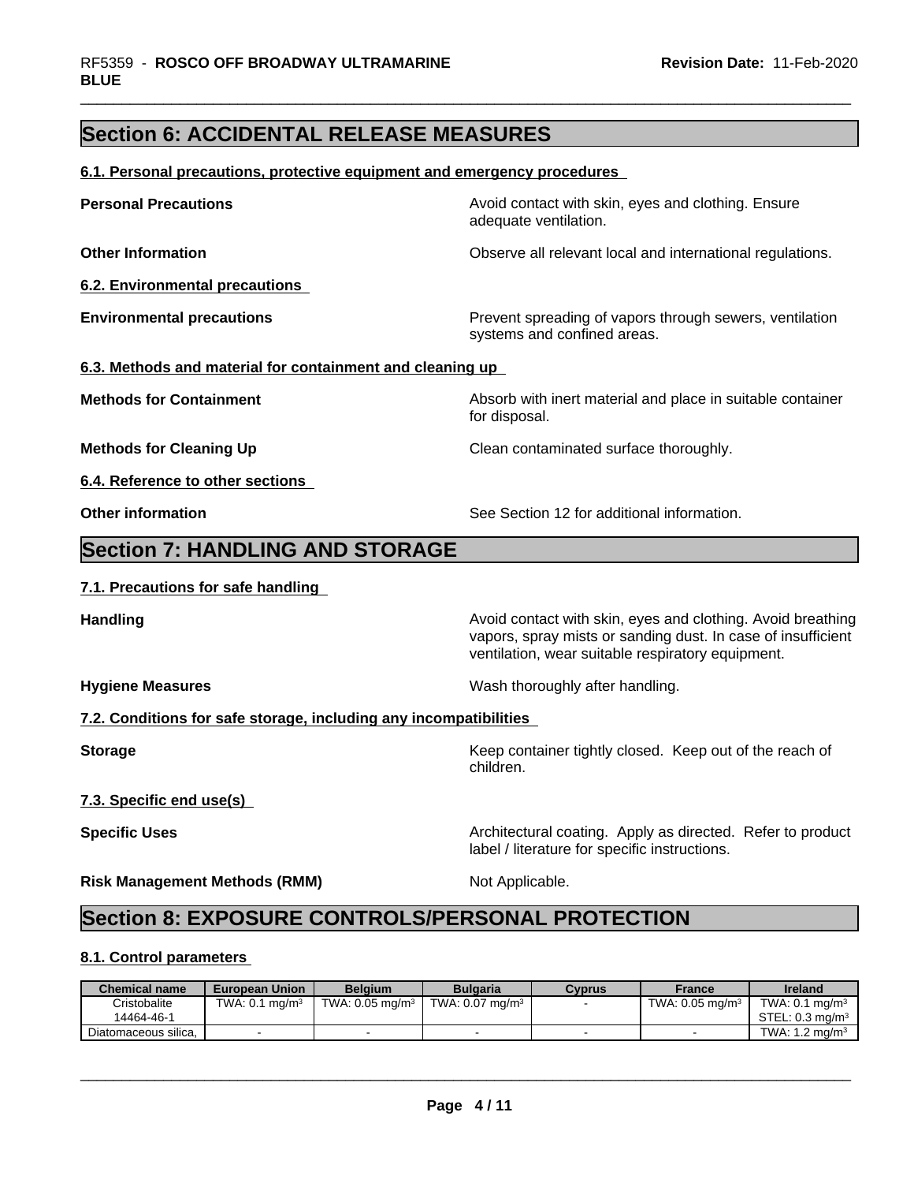# Section 6: ACCIDENTAL RELEASE MEASURES

## 6.1. Personal precautions, protective equipment and emergency procedures

**Personal Precautions** — Avoid contact with skin, eyes and clothing. Ensure adequate ventilation.

**Other Information** — Observe all relevant local and international regulations.

## 6.2. Environmental precautions

**Environmental precautions** — Prevent spreading of vapors through sewers, ventilation systems and confined areas.

## 6.3. Methods and material for containment and cleaning up

**Methods for Containment** — Absorb with inert material and place in suitable container for disposal.

**Methods for Cleaning Up** — Clean contaminated surface thoroughly.

## 6.4. Reference to other sections

**Other information** — See Section 12 for additional information.

# Section 7: HANDLING AND STORAGE

## 7.1. Precautions for safe handling

**Handling** — Avoid contact with skin, eyes and clothing. Avoid breathing vapors, spray mists or sanding dust. In case of insufficient ventilation, wear suitable respiratory equipment.

**Hygiene Measures** — Wash thoroughly after handling.

## 7.2. Conditions for safe storage, including any incompatibilities

**Storage** — Keep container tightly closed. Keep out of the reach of children.

## 7.3. Specific end use(s)

**Specific Uses** — Architectural coating. Apply as directed. Refer to product label / literature for specific instructions.

**Risk Management Methods (RMM)** — Not Applicable.

# Section 8: EXPOSURE CONTROLS/PERSONAL PROTECTION

## 8.1. Control parameters

| Chemical name | European Union | Belgium | Bulgaria | Cyprus | France | Ireland |
|---|---|---|---|---|---|---|
| Cristobalite 14464-46-1 | TWA: 0.1 mg/m³ | TWA: 0.05 mg/m³ | TWA: 0.07 mg/m³ | - | TWA: 0.05 mg/m³ | TWA: 0.1 mg/m³ STEL: 0.3 mg/m³ |
| Diatomaceous silica, | - | - | - | - | - | TWA: 1.2 mg/m³ |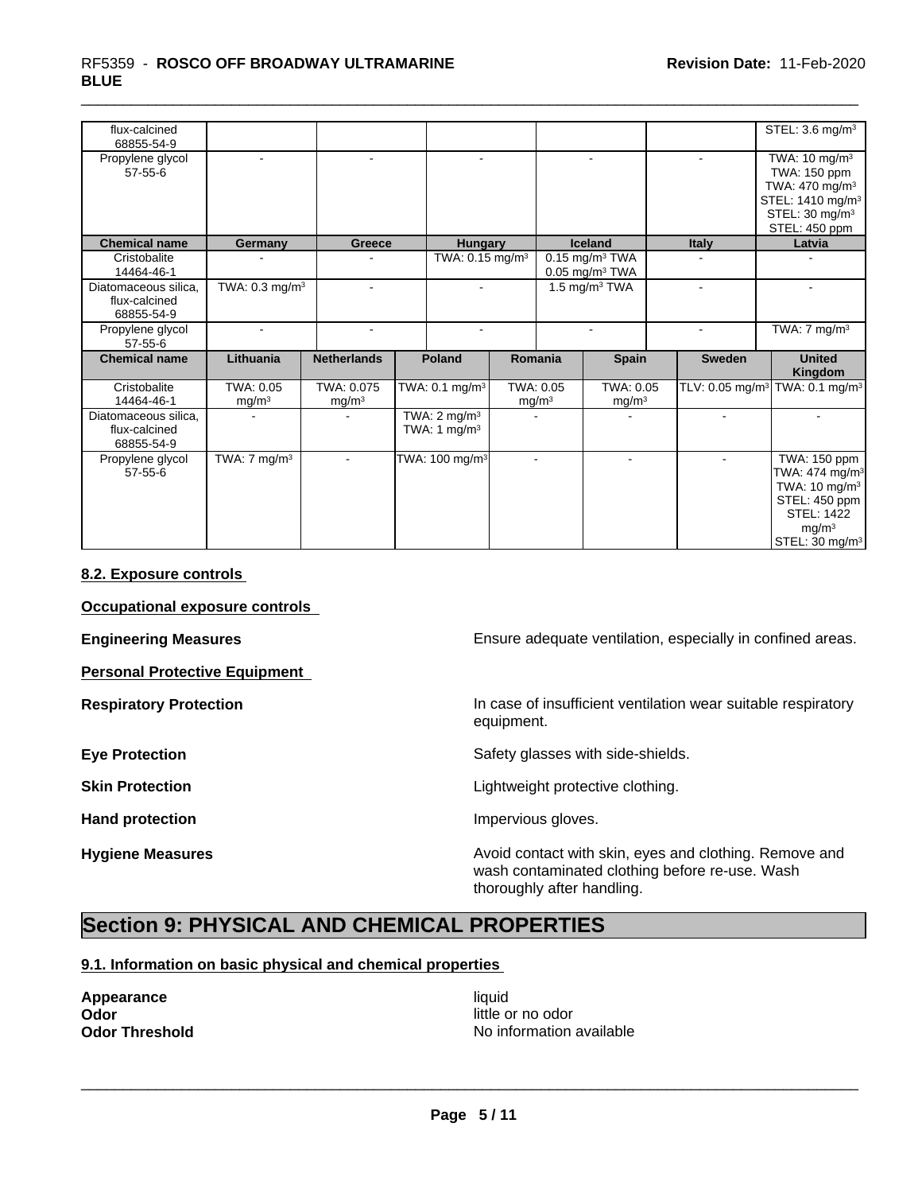| flux-calcined 68855-54-9 | | | | | | STEL: 3.6 mg/m³ |
|---|---|---|---|---|---|---|
| Propylene glycol 57-55-6 | - | - | - | - | - | TWA: 10 mg/m³ TWA: 150 ppm TWA: 470 mg/m³ STEL: 1410 mg/m³ STEL: 30 mg/m³ STEL: 450 ppm |

| Chemical name | Germany | Greece | Hungary | Iceland | Italy | Latvia |
|---|---|---|---|---|---|---|
| Cristobalite 14464-46-1 | - | - | TWA: 0.15 mg/m³ | 0.15 mg/m³ TWA 0.05 mg/m³ TWA | - | - |
| Diatomaceous silica, flux-calcined 68855-54-9 | TWA: 0.3 mg/m³ | - | - | 1.5 mg/m³ TWA | - | - |
| Propylene glycol 57-55-6 | - | - | - | - | - | TWA: 7 mg/m³ |

| Chemical name | Lithuania | Netherlands | Poland | Romania | Spain | Sweden | United Kingdom |
|---|---|---|---|---|---|---|---|
| Cristobalite 14464-46-1 | TWA: 0.05 mg/m³ | TWA: 0.075 mg/m³ | TWA: 0.1 mg/m³ | TWA: 0.05 mg/m³ | TWA: 0.05 mg/m³ | TLV: 0.05 mg/m³ | TWA: 0.1 mg/m³ |
| Diatomaceous silica, flux-calcined 68855-54-9 | - | - | TWA: 2 mg/m³ TWA: 1 mg/m³ | - | - | - | - |
| Propylene glycol 57-55-6 | TWA: 7 mg/m³ | - | TWA: 100 mg/m³ | - | - | - | TWA: 150 ppm TWA: 474 mg/m³ TWA: 10 mg/m³ STEL: 450 ppm STEL: 1422 mg/m³ STEL: 30 mg/m³ |

### 8.2. Exposure controls

**Occupational exposure controls**

**Engineering Measures** Ensure adequate ventilation, especially in confined areas.

**Personal Protective Equipment**

**Respiratory Protection** In case of insufficient ventilation wear suitable respiratory equipment.

**Eye Protection** Safety glasses with side-shields.

**Skin Protection** Lightweight protective clothing.

**Hand protection** Impervious gloves.

**Hygiene Measures** Avoid contact with skin, eyes and clothing. Remove and wash contaminated clothing before re-use. Wash thoroughly after handling.

## Section 9: PHYSICAL AND CHEMICAL PROPERTIES

### 9.1. Information on basic physical and chemical properties

**Appearance** liquid
**Odor** little or no odor
**Odor Threshold** No information available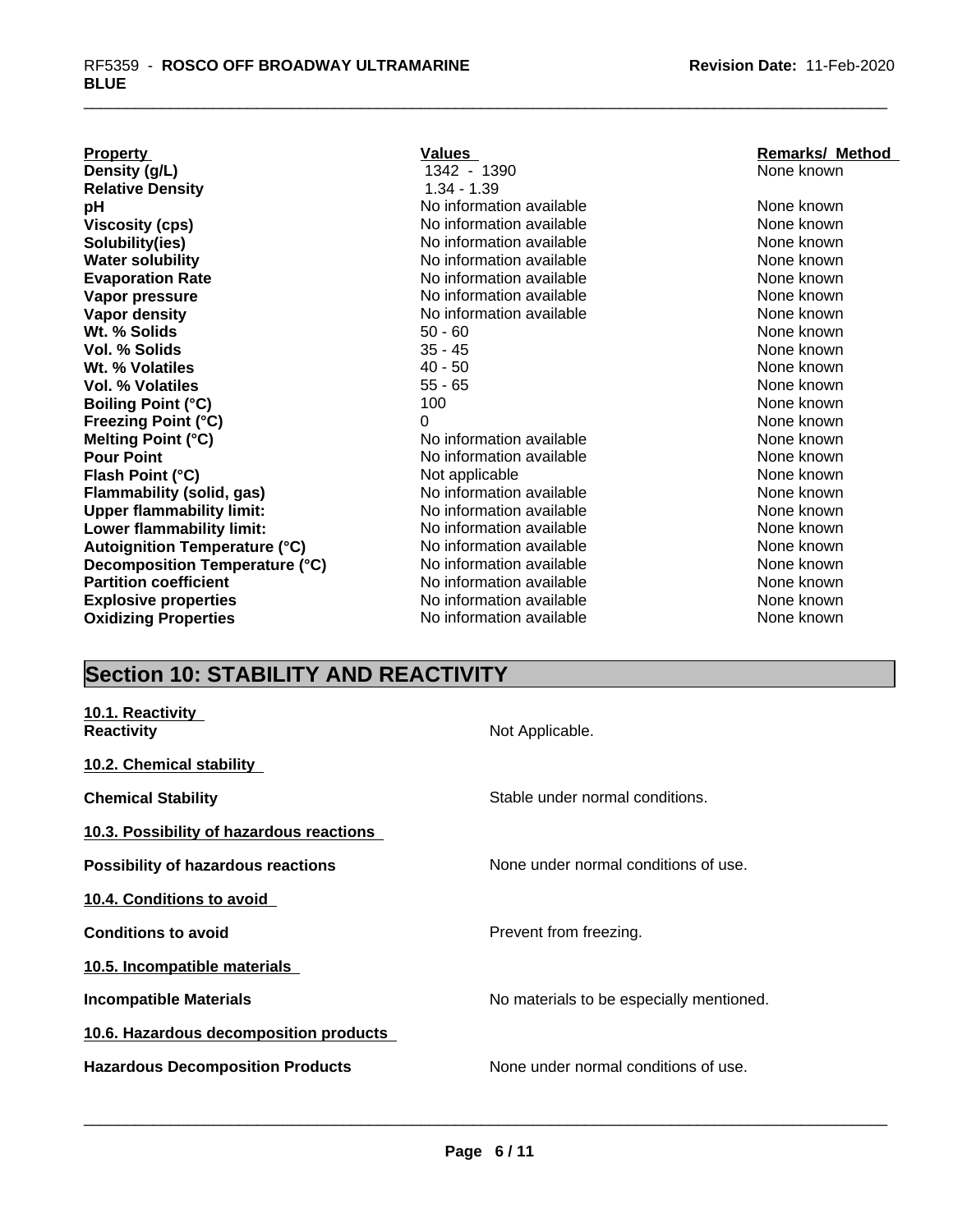| Property | Values | Remarks/ Method |
|---|---|---|
| **Density (g/L)** | 1342 - 1390 | None known |
| **Relative Density** | 1.34 - 1.39 | |
| **pH** | No information available | None known |
| **Viscosity (cps)** | No information available | None known |
| **Solubility(ies)** | No information available | None known |
| **Water solubility** | No information available | None known |
| **Evaporation Rate** | No information available | None known |
| **Vapor pressure** | No information available | None known |
| **Vapor density** | No information available | None known |
| **Wt. % Solids** | 50 - 60 | None known |
| **Vol. % Solids** | 35 - 45 | None known |
| **Wt. % Volatiles** | 40 - 50 | None known |
| **Vol. % Volatiles** | 55 - 65 | None known |
| **Boiling Point (°C)** | 100 | None known |
| **Freezing Point (°C)** | 0 | None known |
| **Melting Point (°C)** | No information available | None known |
| **Pour Point** | No information available | None known |
| **Flash Point (°C)** | Not applicable | None known |
| **Flammability (solid, gas)** | No information available | None known |
| **Upper flammability limit:** | No information available | None known |
| **Lower flammability limit:** | No information available | None known |
| **Autoignition Temperature (°C)** | No information available | None known |
| **Decomposition Temperature (°C)** | No information available | None known |
| **Partition coefficient** | No information available | None known |
| **Explosive properties** | No information available | None known |
| **Oxidizing Properties** | No information available | None known |

## Section 10: STABILITY AND REACTIVITY

**10.1. Reactivity**

**Reactivity** Not Applicable.

**10.2. Chemical stability**

**Chemical Stability** Stable under normal conditions.

**10.3. Possibility of hazardous reactions**

**Possibility of hazardous reactions** None under normal conditions of use.

**10.4. Conditions to avoid**

**Conditions to avoid** Prevent from freezing.

**10.5. Incompatible materials**

**Incompatible Materials** No materials to be especially mentioned.

**10.6. Hazardous decomposition products**

**Hazardous Decomposition Products** None under normal conditions of use.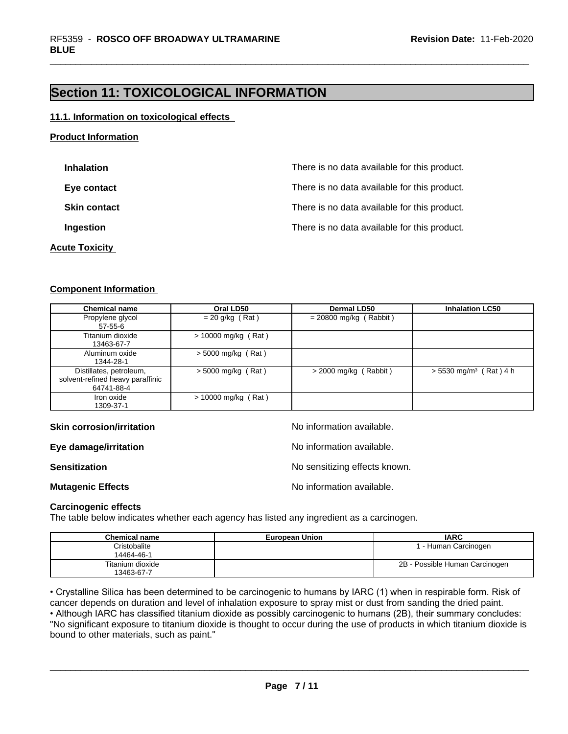## Section 11: TOXICOLOGICAL INFORMATION

### 11.1. Information on toxicological effects

**Product Information**

**Inhalation** There is no data available for this product.

**Eye contact** There is no data available for this product.

**Skin contact** There is no data available for this product.

**Ingestion** There is no data available for this product.

**Acute Toxicity**

**Component Information**

| Chemical name | Oral LD50 | Dermal LD50 | Inhalation LC50 |
|---|---|---|---|
| Propylene glycol<br>57-55-6 | = 20 g/kg ( Rat ) | = 20800 mg/kg ( Rabbit ) | |
| Titanium dioxide<br>13463-67-7 | > 10000 mg/kg ( Rat ) | | |
| Aluminum oxide<br>1344-28-1 | > 5000 mg/kg ( Rat ) | | |
| Distillates, petroleum, solvent-refined heavy paraffinic<br>64741-88-4 | > 5000 mg/kg ( Rat ) | > 2000 mg/kg ( Rabbit ) | > 5530 mg/m$^3$ ( Rat ) 4 h |
| Iron oxide<br>1309-37-1 | > 10000 mg/kg ( Rat ) | | |

**Skin corrosion/irritation** No information available.

**Eye damage/irritation** No information available.

**Sensitization** No sensitizing effects known.

**Mutagenic Effects** No information available.

**Carcinogenic effects**

The table below indicates whether each agency has listed any ingredient as a carcinogen.

| Chemical name | European Union | IARC |
|---|---|---|
| Cristobalite<br>14464-46-1 | | 1 - Human Carcinogen |
| Titanium dioxide<br>13463-67-7 | | 2B - Possible Human Carcinogen |

• Crystalline Silica has been determined to be carcinogenic to humans by IARC (1) when in respirable form. Risk of cancer depends on duration and level of inhalation exposure to spray mist or dust from sanding the dried paint.
• Although IARC has classified titanium dioxide as possibly carcinogenic to humans (2B), their summary concludes: "No significant exposure to titanium dioxide is thought to occur during the use of products in which titanium dioxide is bound to other materials, such as paint."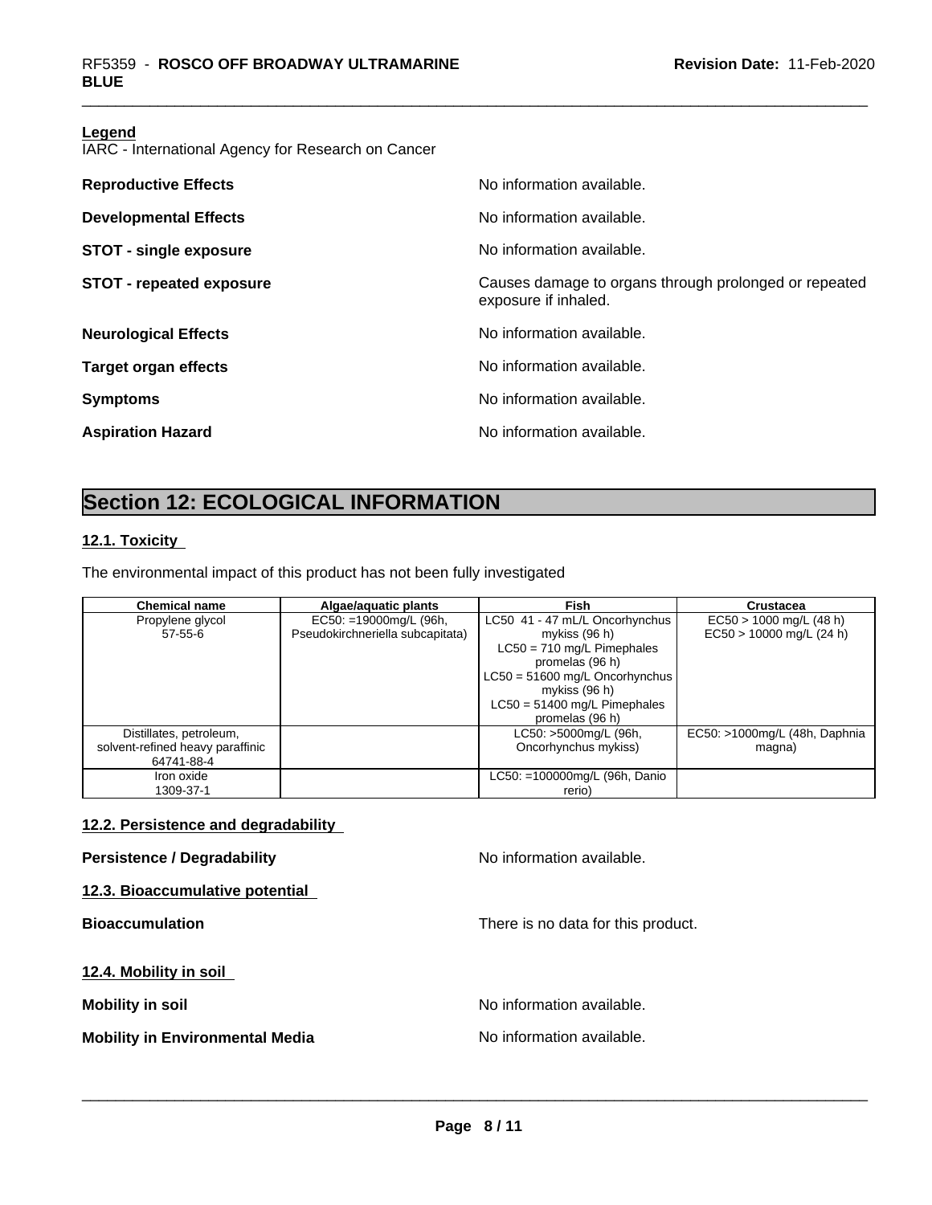**Legend**
IARC - International Agency for Research on Cancer

| | |
|---|---|
| **Reproductive Effects** | No information available. |
| **Developmental Effects** | No information available. |
| **STOT - single exposure** | No information available. |
| **STOT - repeated exposure** | Causes damage to organs through prolonged or repeated exposure if inhaled. |
| **Neurological Effects** | No information available. |
| **Target organ effects** | No information available. |
| **Symptoms** | No information available. |
| **Aspiration Hazard** | No information available. |

# Section 12: ECOLOGICAL INFORMATION

## 12.1. Toxicity

The environmental impact of this product has not been fully investigated

| Chemical name | Algae/aquatic plants | Fish | Crustacea |
|---|---|---|---|
| Propylene glycol<br>57-55-6 | EC50: =19000mg/L (96h, Pseudokirchneriella subcapitata) | LC50 41 - 47 mL/L Oncorhynchus mykiss (96 h)<br>LC50 = 710 mg/L Pimephales promelas (96 h)<br>LC50 = 51600 mg/L Oncorhynchus mykiss (96 h)<br>LC50 = 51400 mg/L Pimephales promelas (96 h) | EC50 > 1000 mg/L (48 h)<br>EC50 > 10000 mg/L (24 h) |
| Distillates, petroleum, solvent-refined heavy paraffinic<br>64741-88-4 | | LC50: >5000mg/L (96h, Oncorhynchus mykiss) | EC50: >1000mg/L (48h, Daphnia magna) |
| Iron oxide<br>1309-37-1 | | LC50: =100000mg/L (96h, Danio rerio) | |

## 12.2. Persistence and degradability

**Persistence / Degradability** No information available.

## 12.3. Bioaccumulative potential

**Bioaccumulation** There is no data for this product.

## 12.4. Mobility in soil

**Mobility in soil** No information available.

**Mobility in Environmental Media** No information available.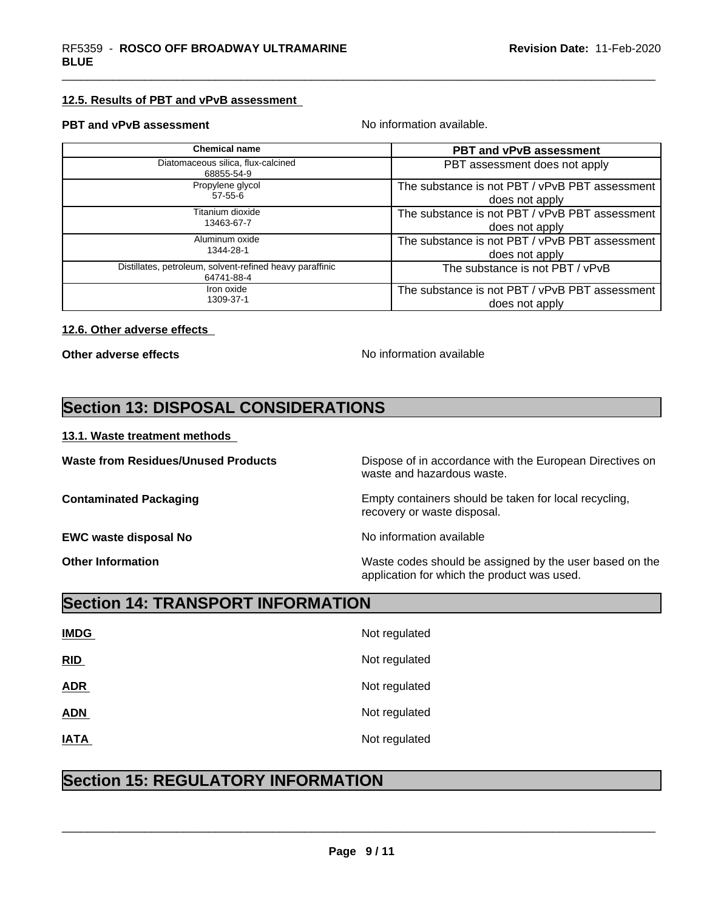### 12.5. Results of PBT and vPvB assessment

**PBT and vPvB assessment** No information available.

| Chemical name | PBT and vPvB assessment |
|---|---|
| Diatomaceous silica, flux-calcined<br>68855-54-9 | PBT assessment does not apply |
| Propylene glycol<br>57-55-6 | The substance is not PBT / vPvB PBT assessment does not apply |
| Titanium dioxide<br>13463-67-7 | The substance is not PBT / vPvB PBT assessment does not apply |
| Aluminum oxide<br>1344-28-1 | The substance is not PBT / vPvB PBT assessment does not apply |
| Distillates, petroleum, solvent-refined heavy paraffinic<br>64741-88-4 | The substance is not PBT / vPvB |
| Iron oxide<br>1309-37-1 | The substance is not PBT / vPvB PBT assessment does not apply |

### 12.6. Other adverse effects

**Other adverse effects** No information available

## Section 13: DISPOSAL CONSIDERATIONS

### 13.1. Waste treatment methods

**Waste from Residues/Unused Products** Dispose of in accordance with the European Directives on waste and hazardous waste.

**Contaminated Packaging** Empty containers should be taken for local recycling, recovery or waste disposal.

**EWC waste disposal No** No information available

**Other Information** Waste codes should be assigned by the user based on the application for which the product was used.

## Section 14: TRANSPORT INFORMATION

**IMDG** Not regulated

**RID** Not regulated

**ADR** Not regulated

**ADN** Not regulated

**IATA** Not regulated

## Section 15: REGULATORY INFORMATION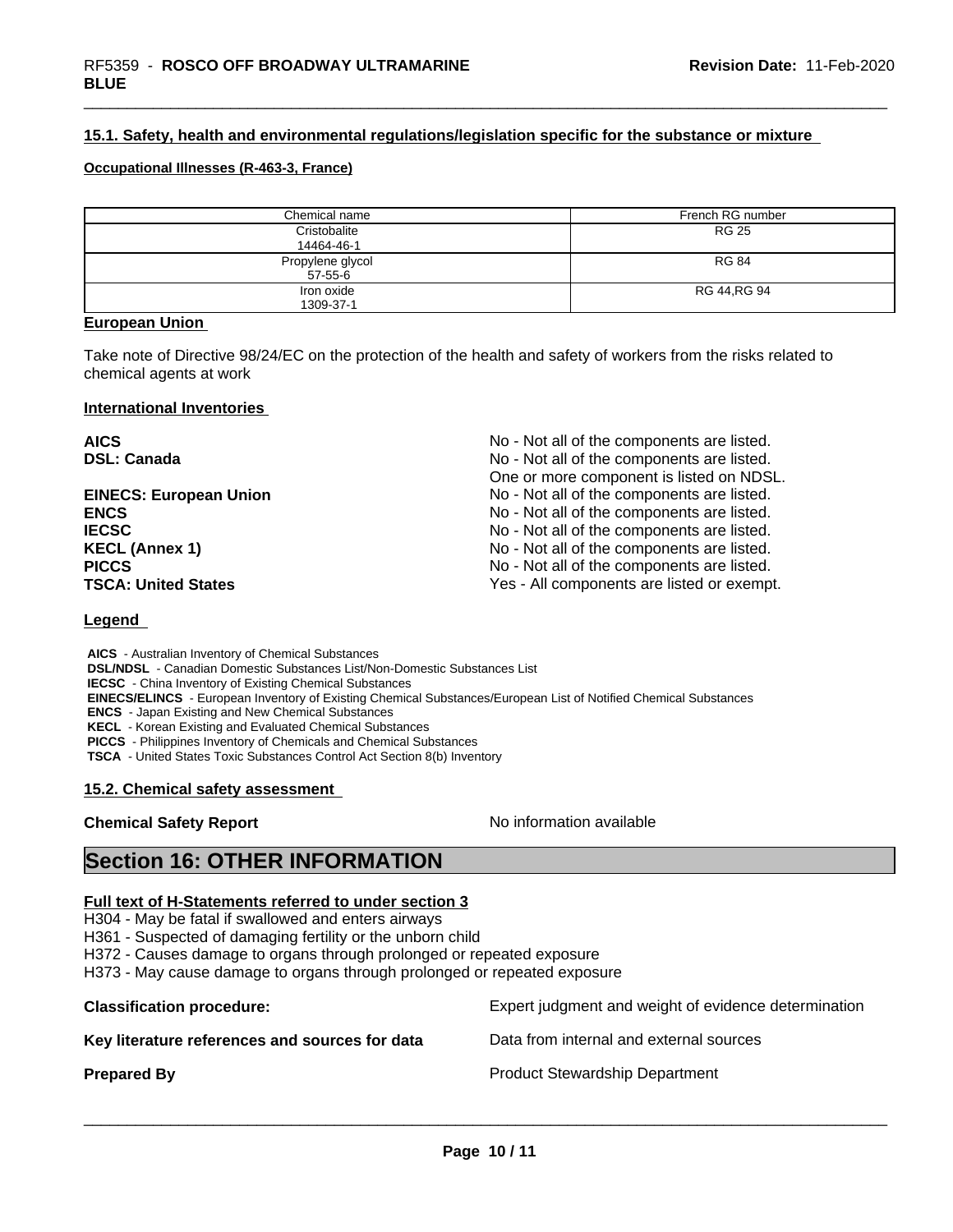#### 15.1. Safety, health and environmental regulations/legislation specific for the substance or mixture

**Occupational Illnesses (R-463-3, France)**

| Chemical name | French RG number |
|---|---|
| Cristobalite<br>14464-46-1 | RG 25 |
| Propylene glycol<br>57-55-6 | RG 84 |
| Iron oxide<br>1309-37-1 | RG 44,RG 94 |

**European Union**

Take note of Directive 98/24/EC on the protection of the health and safety of workers from the risks related to chemical agents at work

**International Inventories**

| | |
|---|---|
| **AICS** | No - Not all of the components are listed. |
| **DSL: Canada** | No - Not all of the components are listed.<br>One or more component is listed on NDSL. |
| **EINECS: European Union** | No - Not all of the components are listed. |
| **ENCS** | No - Not all of the components are listed. |
| **IECSC** | No - Not all of the components are listed. |
| **KECL (Annex 1)** | No - Not all of the components are listed. |
| **PICCS** | No - Not all of the components are listed. |
| **TSCA: United States** | Yes - All components are listed or exempt. |

**Legend**

**AICS** - Australian Inventory of Chemical Substances
**DSL/NDSL** - Canadian Domestic Substances List/Non-Domestic Substances List
**IECSC** - China Inventory of Existing Chemical Substances
**EINECS/ELINCS** - European Inventory of Existing Chemical Substances/European List of Notified Chemical Substances
**ENCS** - Japan Existing and New Chemical Substances
**KECL** - Korean Existing and Evaluated Chemical Substances
**PICCS** - Philippines Inventory of Chemicals and Chemical Substances
**TSCA** - United States Toxic Substances Control Act Section 8(b) Inventory

#### 15.2. Chemical safety assessment

**Chemical Safety Report** No information available

## Section 16: OTHER INFORMATION

**Full text of H-Statements referred to under section 3**

H304 - May be fatal if swallowed and enters airways
H361 - Suspected of damaging fertility or the unborn child
H372 - Causes damage to organs through prolonged or repeated exposure
H373 - May cause damage to organs through prolonged or repeated exposure

| | |
|---|---|
| **Classification procedure:** | Expert judgment and weight of evidence determination |
| **Key literature references and sources for data** | Data from internal and external sources |
| **Prepared By** | Product Stewardship Department |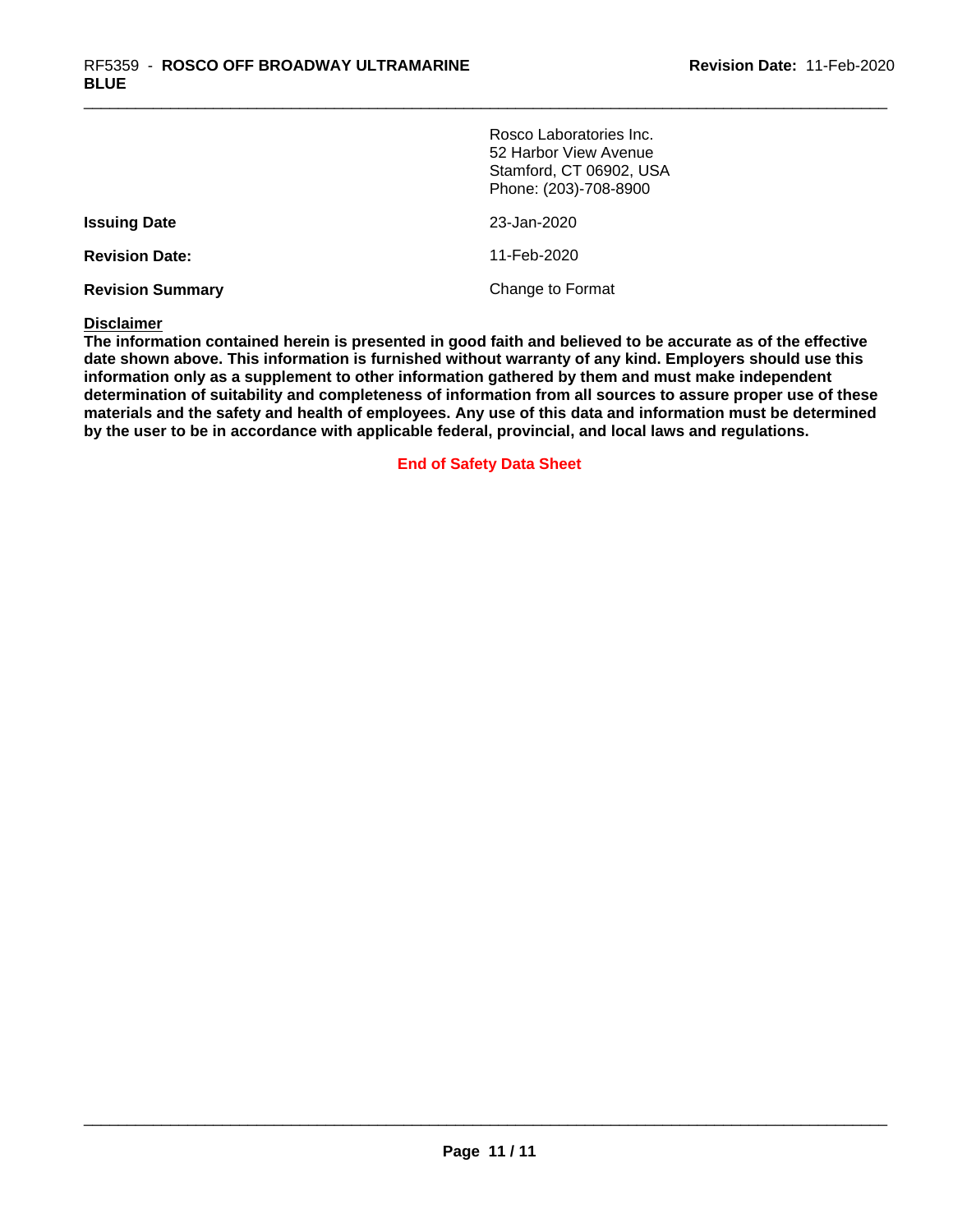| | |
|---|---|
| | Rosco Laboratories Inc.<br>52 Harbor View Avenue<br>Stamford, CT 06902, USA<br>Phone: (203)-708-8900 |
| **Issuing Date** | 23-Jan-2020 |
| **Revision Date:** | 11-Feb-2020 |
| **Revision Summary** | Change to Format |

**Disclaimer**

**The information contained herein is presented in good faith and believed to be accurate as of the effective date shown above. This information is furnished without warranty of any kind. Employers should use this information only as a supplement to other information gathered by them and must make independent determination of suitability and completeness of information from all sources to assure proper use of these materials and the safety and health of employees. Any use of this data and information must be determined by the user to be in accordance with applicable federal, provincial, and local laws and regulations.**

**End of Safety Data Sheet**